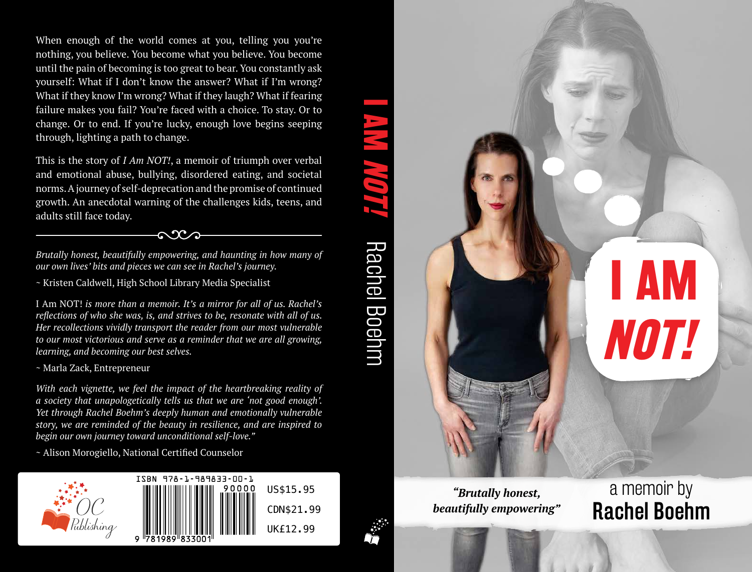When enough of the world comes at you, telling you you're nothing, you believe. You become what you believe. You become until the pain of becoming is too great to bear. You constantly ask yourself: What if I don't know the answer? What if I'm wrong? What if they know I'm wrong? What if they laugh? What if fearing failure makes you fail? You're faced with a choice. To stay. Or to change. Or to end. If you're lucky, enough love begins seeping through, lighting a path to change.

This is the story of *I Am NOT!*, a memoir of triumph over verbal and emotional abuse, bullying, disordered eating, and societal norms. A journey of self-deprecation and the promise of continued growth. An anecdotal warning of the challenges kids, teens, and adults still face today.

---

*Brutally honest, beautifully empowering, and haunting in how many of our own lives' bits and pieces we can see in Rachel's journey.*

~ Kristen Caldwell, High School Library Media Specialist

I Am NOT! *is more than a memoir. It's a mirror for all of us. Rachel's reflections of who she was, is, and strives to be, resonate with all of us. Her recollections vividly transport the reader from our most vulnerable to our most victorious and serve as a reminder that we are all growing, learning, and becoming our best selves.*

~ Marla Zack, Entrepreneur

*With each vignette, we feel the impact of the heartbreaking reality of a society that unapologetically tells us that we are 'not good enough'. Yet through Rachel Boehm's deeply human and emotionally vulnerable story, we are reminded of the beauty in resilience, and are inspired to begin our own journey toward unconditional self-love."*

~ Alison Morogiello, National Certified Counselor

OC Publishing

ISBN 978-1-989833-00-1

90000

9 781989 833001

US$15.95
CDN$21.99
UK£12.99

I AM NOT! Rachel Boehm

# I AM NOT!

***"Brutally honest, beautifully empowering"***

a memoir by
**Rachel Boehm**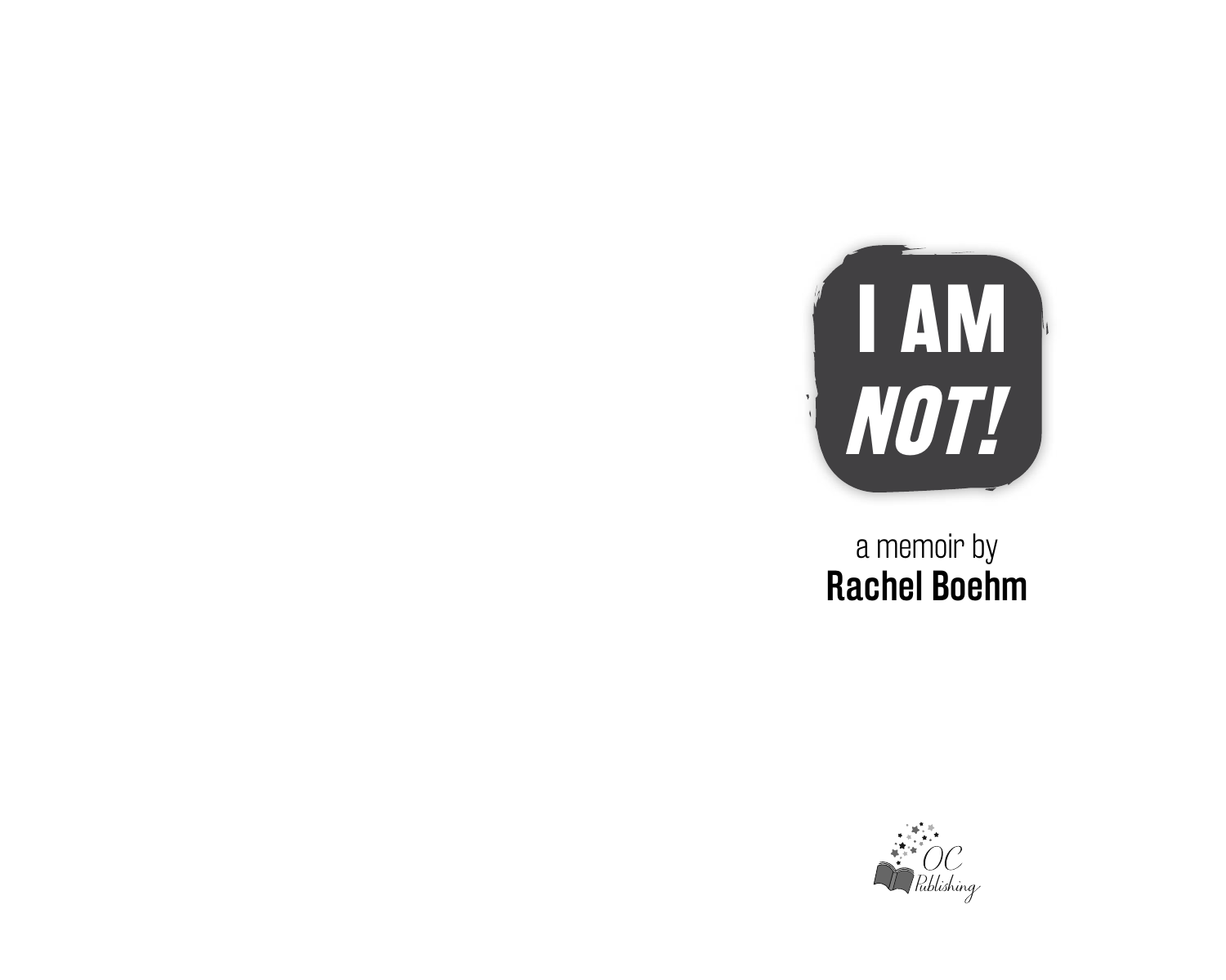# I AM *NOT!*

a memoir by

**Rachel Boehm**

OC Publishing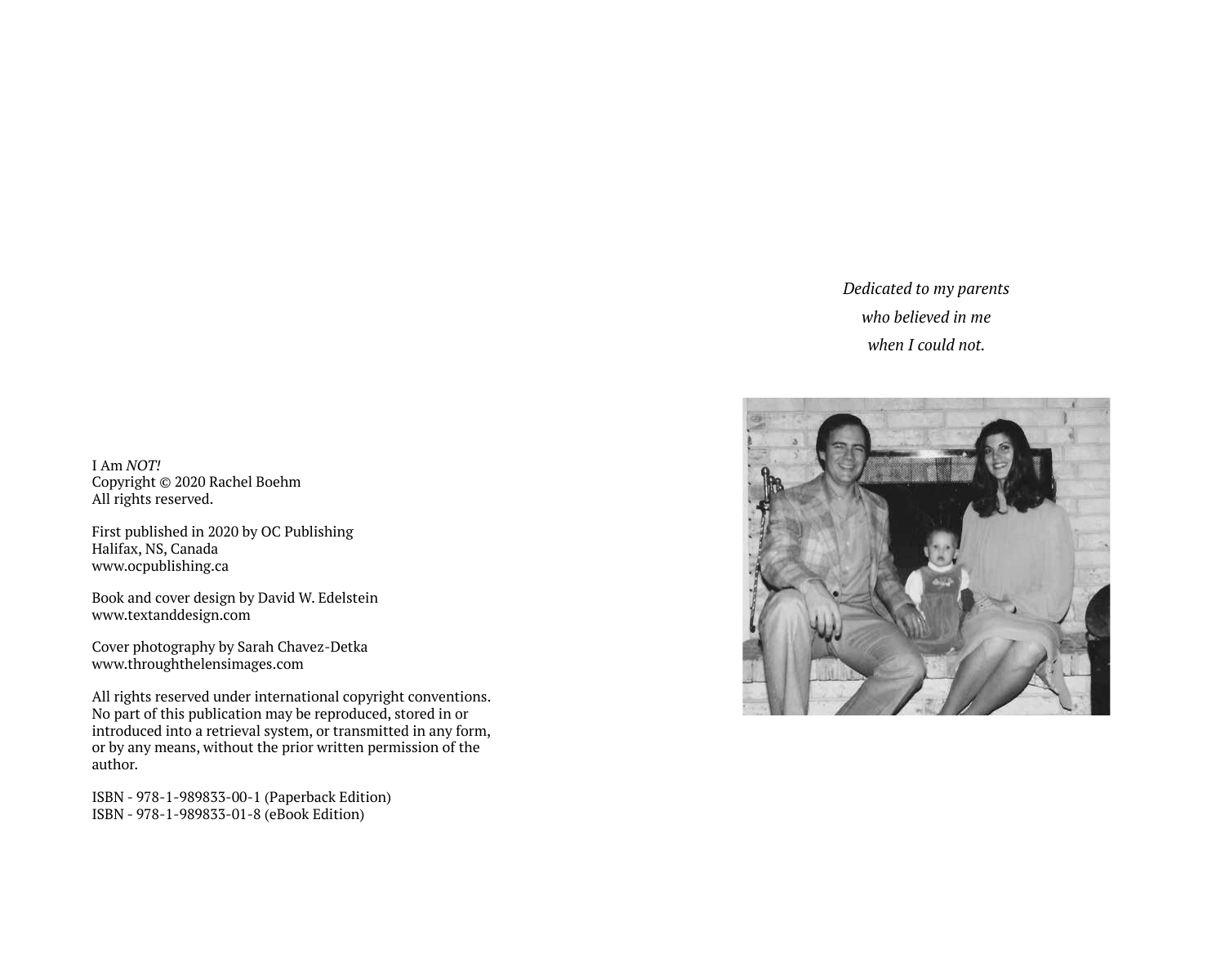I Am *NOT!*
Copyright © 2020 Rachel Boehm
All rights reserved.

First published in 2020 by OC Publishing
Halifax, NS, Canada
www.ocpublishing.ca

Book and cover design by David W. Edelstein
www.textanddesign.com

Cover photography by Sarah Chavez-Detka
www.throughthelensimages.com

All rights reserved under international copyright conventions. No part of this publication may be reproduced, stored in or introduced into a retrieval system, or transmitted in any form, or by any means, without the prior written permission of the author.

ISBN - 978-1-989833-00-1 (Paperback Edition)
ISBN - 978-1-989833-01-8 (eBook Edition)

*Dedicated to my parents*
*who believed in me*
*when I could not.*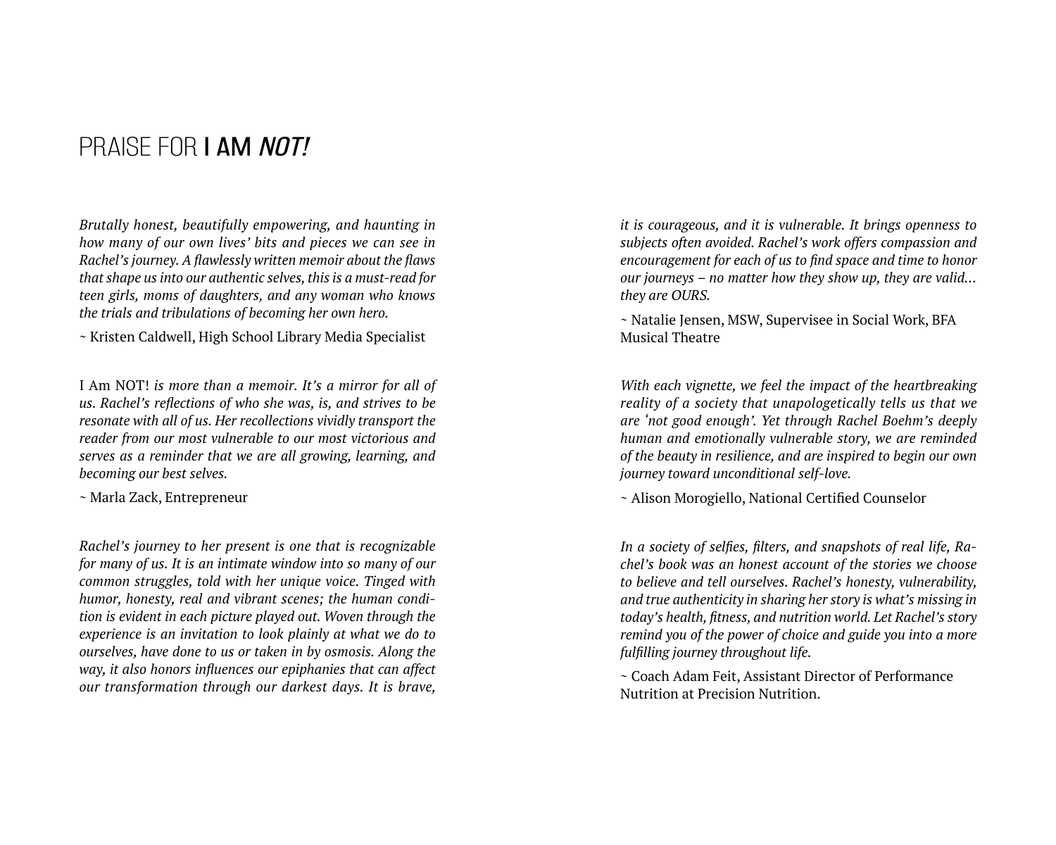# PRAISE FOR **I AM *NOT!***

*Brutally honest, beautifully empowering, and haunting in how many of our own lives' bits and pieces we can see in Rachel's journey. A flawlessly written memoir about the flaws that shape us into our authentic selves, this is a must-read for teen girls, moms of daughters, and any woman who knows the trials and tribulations of becoming her own hero.*

~ Kristen Caldwell, High School Library Media Specialist

I Am NOT! *is more than a memoir. It's a mirror for all of us. Rachel's reflections of who she was, is, and strives to be resonate with all of us. Her recollections vividly transport the reader from our most vulnerable to our most victorious and serves as a reminder that we are all growing, learning, and becoming our best selves.*

~ Marla Zack, Entrepreneur

*Rachel's journey to her present is one that is recognizable for many of us. It is an intimate window into so many of our common struggles, told with her unique voice. Tinged with humor, honesty, real and vibrant scenes; the human condition is evident in each picture played out. Woven through the experience is an invitation to look plainly at what we do to ourselves, have done to us or taken in by osmosis. Along the way, it also honors influences our epiphanies that can affect our transformation through our darkest days. It is brave, it is courageous, and it is vulnerable. It brings openness to subjects often avoided. Rachel's work offers compassion and encouragement for each of us to find space and time to honor our journeys – no matter how they show up, they are valid… they are OURS.*

~ Natalie Jensen, MSW, Supervisee in Social Work, BFA Musical Theatre

*With each vignette, we feel the impact of the heartbreaking reality of a society that unapologetically tells us that we are 'not good enough'. Yet through Rachel Boehm's deeply human and emotionally vulnerable story, we are reminded of the beauty in resilience, and are inspired to begin our own journey toward unconditional self-love.*

~ Alison Morogiello, National Certified Counselor

*In a society of selfies, filters, and snapshots of real life, Rachel's book was an honest account of the stories we choose to believe and tell ourselves. Rachel's honesty, vulnerability, and true authenticity in sharing her story is what's missing in today's health, fitness, and nutrition world. Let Rachel's story remind you of the power of choice and guide you into a more fulfilling journey throughout life.*

~ Coach Adam Feit, Assistant Director of Performance Nutrition at Precision Nutrition.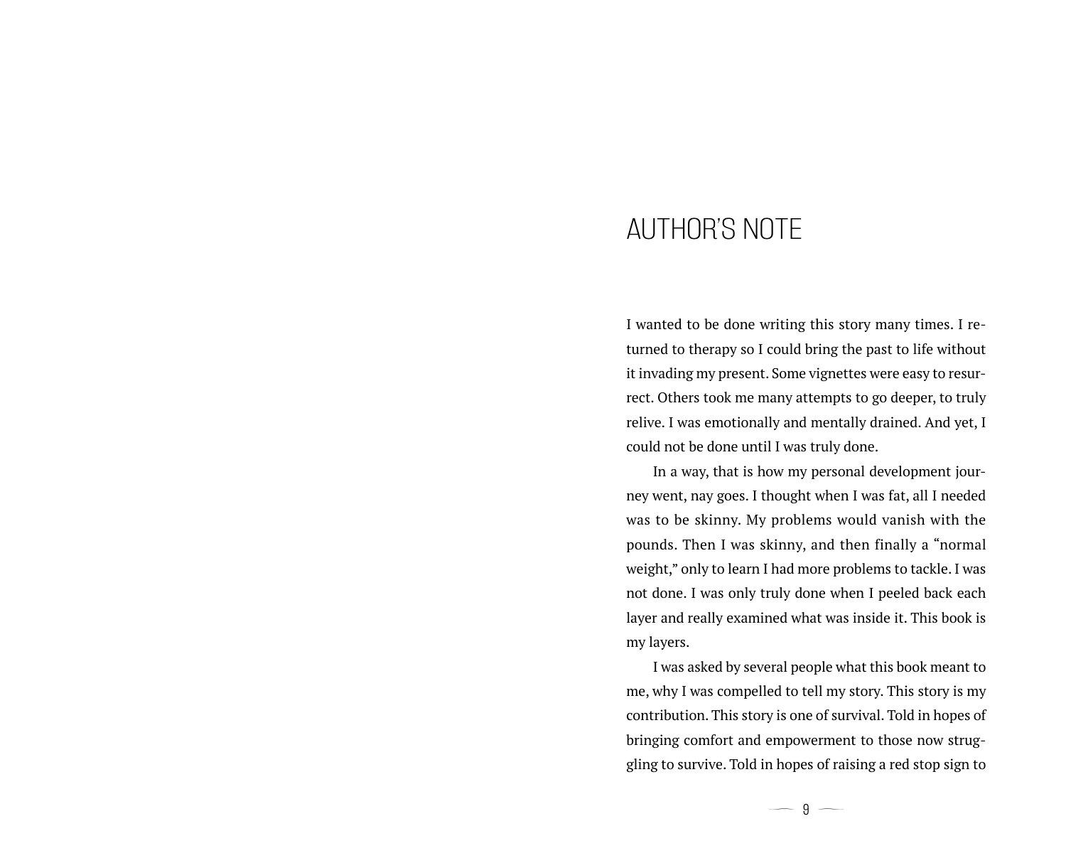# AUTHOR'S NOTE

I wanted to be done writing this story many times. I returned to therapy so I could bring the past to life without it invading my present. Some vignettes were easy to resurrect. Others took me many attempts to go deeper, to truly relive. I was emotionally and mentally drained. And yet, I could not be done until I was truly done.

In a way, that is how my personal development journey went, nay goes. I thought when I was fat, all I needed was to be skinny. My problems would vanish with the pounds. Then I was skinny, and then finally a "normal weight," only to learn I had more problems to tackle. I was not done. I was only truly done when I peeled back each layer and really examined what was inside it. This book is my layers.

I was asked by several people what this book meant to me, why I was compelled to tell my story. This story is my contribution. This story is one of survival. Told in hopes of bringing comfort and empowerment to those now struggling to survive. Told in hopes of raising a red stop sign to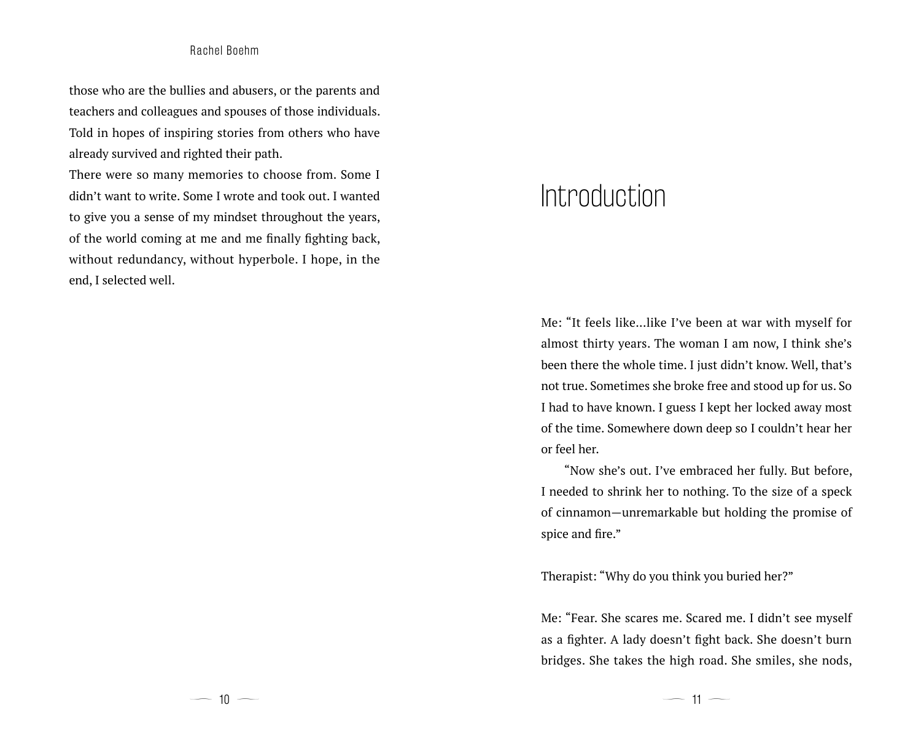those who are the bullies and abusers, or the parents and teachers and colleagues and spouses of those individuals. Told in hopes of inspiring stories from others who have already survived and righted their path.

There were so many memories to choose from. Some I didn't want to write. Some I wrote and took out. I wanted to give you a sense of my mindset throughout the years, of the world coming at me and me finally fighting back, without redundancy, without hyperbole. I hope, in the end, I selected well.

# Introduction

Me: "It feels like…like I've been at war with myself for almost thirty years. The woman I am now, I think she's been there the whole time. I just didn't know. Well, that's not true. Sometimes she broke free and stood up for us. So I had to have known. I guess I kept her locked away most of the time. Somewhere down deep so I couldn't hear her or feel her.

"Now she's out. I've embraced her fully. But before, I needed to shrink her to nothing. To the size of a speck of cinnamon—unremarkable but holding the promise of spice and fire."

Therapist: "Why do you think you buried her?"

Me: "Fear. She scares me. Scared me. I didn't see myself as a fighter. A lady doesn't fight back. She doesn't burn bridges. She takes the high road. She smiles, she nods,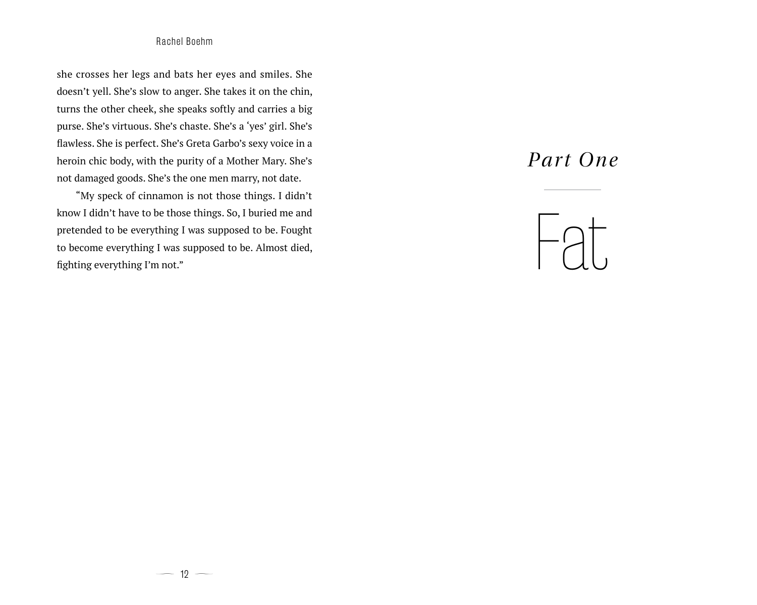she crosses her legs and bats her eyes and smiles. She doesn't yell. She's slow to anger. She takes it on the chin, turns the other cheek, she speaks softly and carries a big purse. She's virtuous. She's chaste. She's a 'yes' girl. She's flawless. She is perfect. She's Greta Garbo's sexy voice in a heroin chic body, with the purity of a Mother Mary. She's not damaged goods. She's the one men marry, not date.

"My speck of cinnamon is not those things. I didn't know I didn't have to be those things. So, I buried me and pretended to be everything I was supposed to be. Fought to become everything I was supposed to be. Almost died, fighting everything I'm not."

# *Part One*

# Fat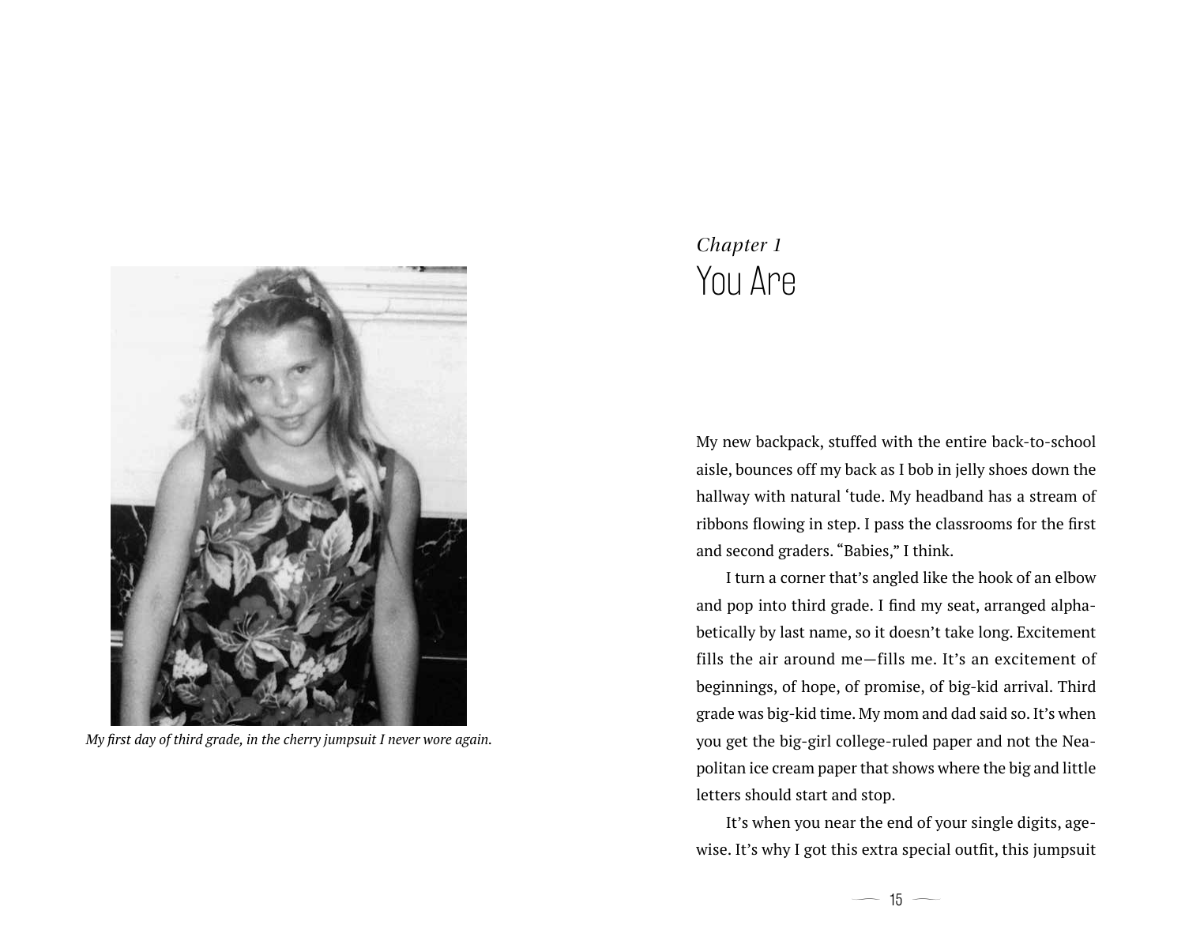*My first day of third grade, in the cherry jumpsuit I never wore again.*

*Chapter 1*

# You Are

My new backpack, stuffed with the entire back-to-school aisle, bounces off my back as I bob in jelly shoes down the hallway with natural 'tude. My headband has a stream of ribbons flowing in step. I pass the classrooms for the first and second graders. "Babies," I think.

I turn a corner that's angled like the hook of an elbow and pop into third grade. I find my seat, arranged alphabetically by last name, so it doesn't take long. Excitement fills the air around me—fills me. It's an excitement of beginnings, of hope, of promise, of big-kid arrival. Third grade was big-kid time. My mom and dad said so. It's when you get the big-girl college-ruled paper and not the Neapolitan ice cream paper that shows where the big and little letters should start and stop.

It's when you near the end of your single digits, agewise. It's why I got this extra special outfit, this jumpsuit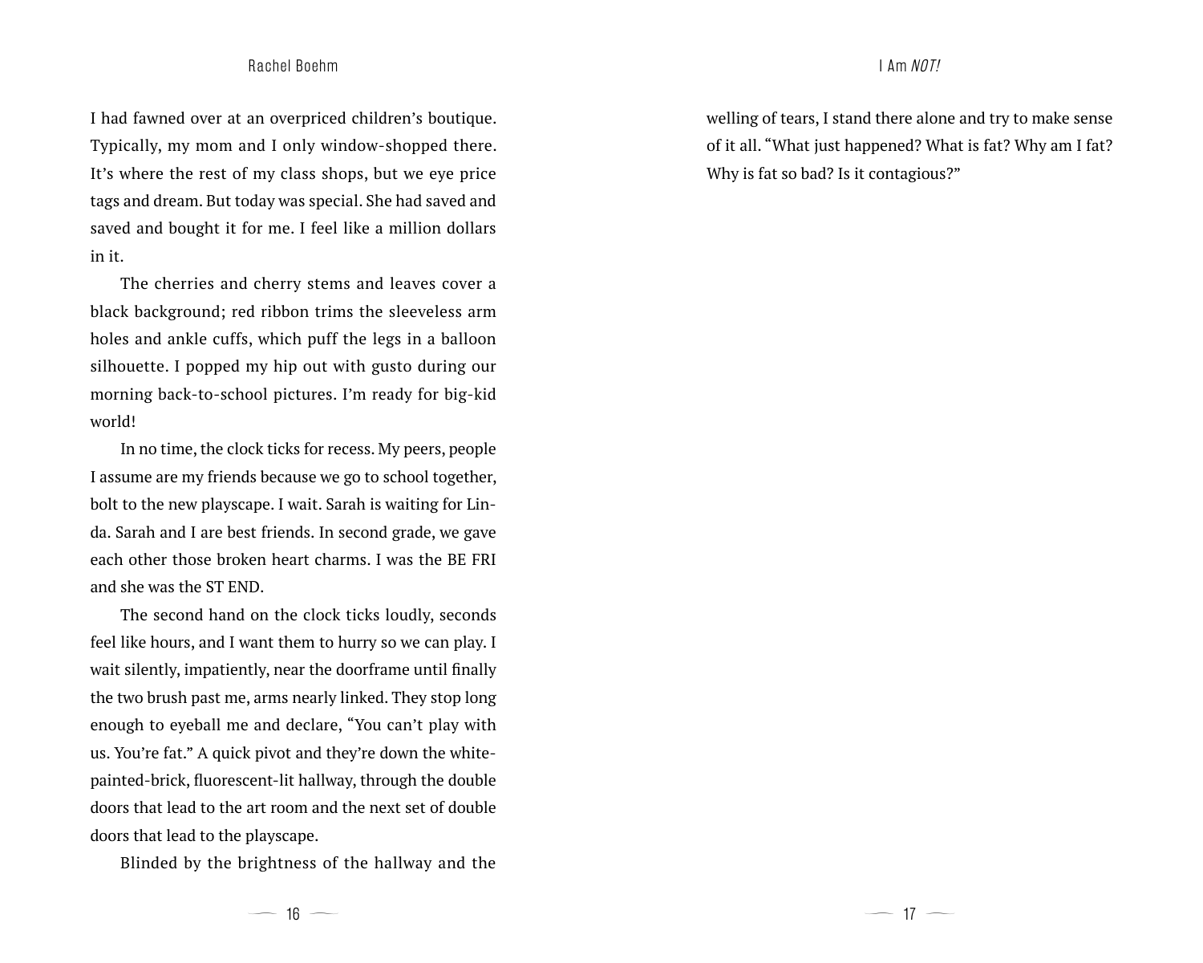I had fawned over at an overpriced children's boutique. Typically, my mom and I only window-shopped there. It's where the rest of my class shops, but we eye price tags and dream. But today was special. She had saved and saved and bought it for me. I feel like a million dollars in it.

The cherries and cherry stems and leaves cover a black background; red ribbon trims the sleeveless arm holes and ankle cuffs, which puff the legs in a balloon silhouette. I popped my hip out with gusto during our morning back-to-school pictures. I'm ready for big-kid world!

In no time, the clock ticks for recess. My peers, people I assume are my friends because we go to school together, bolt to the new playscape. I wait. Sarah is waiting for Linda. Sarah and I are best friends. In second grade, we gave each other those broken heart charms. I was the BE FRI and she was the ST END.

The second hand on the clock ticks loudly, seconds feel like hours, and I want them to hurry so we can play. I wait silently, impatiently, near the doorframe until finally the two brush past me, arms nearly linked. They stop long enough to eyeball me and declare, "You can't play with us. You're fat." A quick pivot and they're down the white-painted-brick, fluorescent-lit hallway, through the double doors that lead to the art room and the next set of double doors that lead to the playscape.

Blinded by the brightness of the hallway and the welling of tears, I stand there alone and try to make sense of it all. "What just happened? What is fat? Why am I fat? Why is fat so bad? Is it contagious?"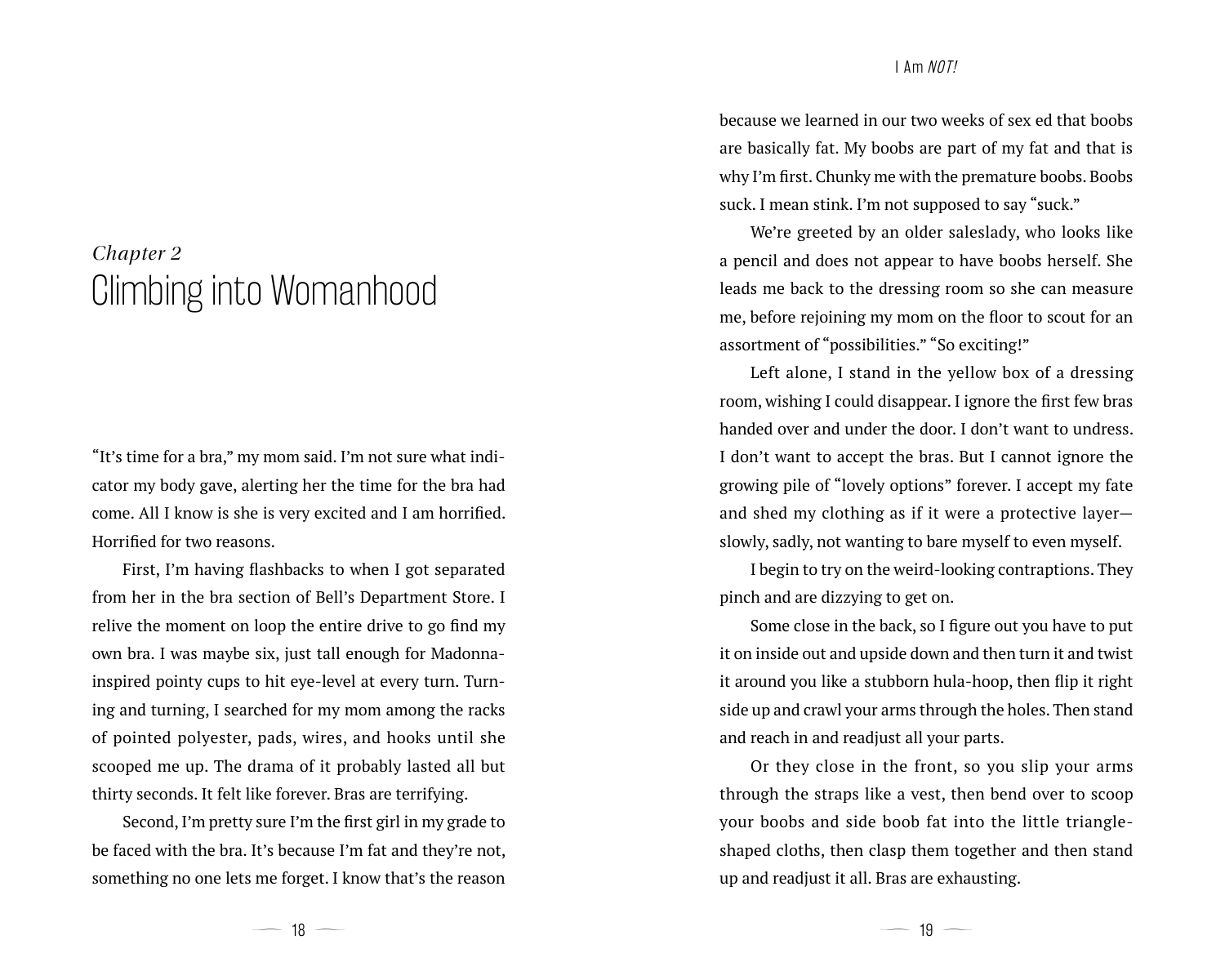## *Chapter 2*
## Climbing into Womanhood

"It's time for a bra," my mom said. I'm not sure what indicator my body gave, alerting her the time for the bra had come. All I know is she is very excited and I am horrified. Horrified for two reasons.

First, I'm having flashbacks to when I got separated from her in the bra section of Bell's Department Store. I relive the moment on loop the entire drive to go find my own bra. I was maybe six, just tall enough for Madonna-inspired pointy cups to hit eye-level at every turn. Turning and turning, I searched for my mom among the racks of pointed polyester, pads, wires, and hooks until she scooped me up. The drama of it probably lasted all but thirty seconds. It felt like forever. Bras are terrifying.

Second, I'm pretty sure I'm the first girl in my grade to be faced with the bra. It's because I'm fat and they're not, something no one lets me forget. I know that's the reason because we learned in our two weeks of sex ed that boobs are basically fat. My boobs are part of my fat and that is why I'm first. Chunky me with the premature boobs. Boobs suck. I mean stink. I'm not supposed to say "suck."

We're greeted by an older saleslady, who looks like a pencil and does not appear to have boobs herself. She leads me back to the dressing room so she can measure me, before rejoining my mom on the floor to scout for an assortment of "possibilities." "So exciting!"

Left alone, I stand in the yellow box of a dressing room, wishing I could disappear. I ignore the first few bras handed over and under the door. I don't want to undress. I don't want to accept the bras. But I cannot ignore the growing pile of "lovely options" forever. I accept my fate and shed my clothing as if it were a protective layer—slowly, sadly, not wanting to bare myself to even myself.

I begin to try on the weird-looking contraptions. They pinch and are dizzying to get on.

Some close in the back, so I figure out you have to put it on inside out and upside down and then turn it and twist it around you like a stubborn hula-hoop, then flip it right side up and crawl your arms through the holes. Then stand and reach in and readjust all your parts.

Or they close in the front, so you slip your arms through the straps like a vest, then bend over to scoop your boobs and side boob fat into the little triangle-shaped cloths, then clasp them together and then stand up and readjust it all. Bras are exhausting.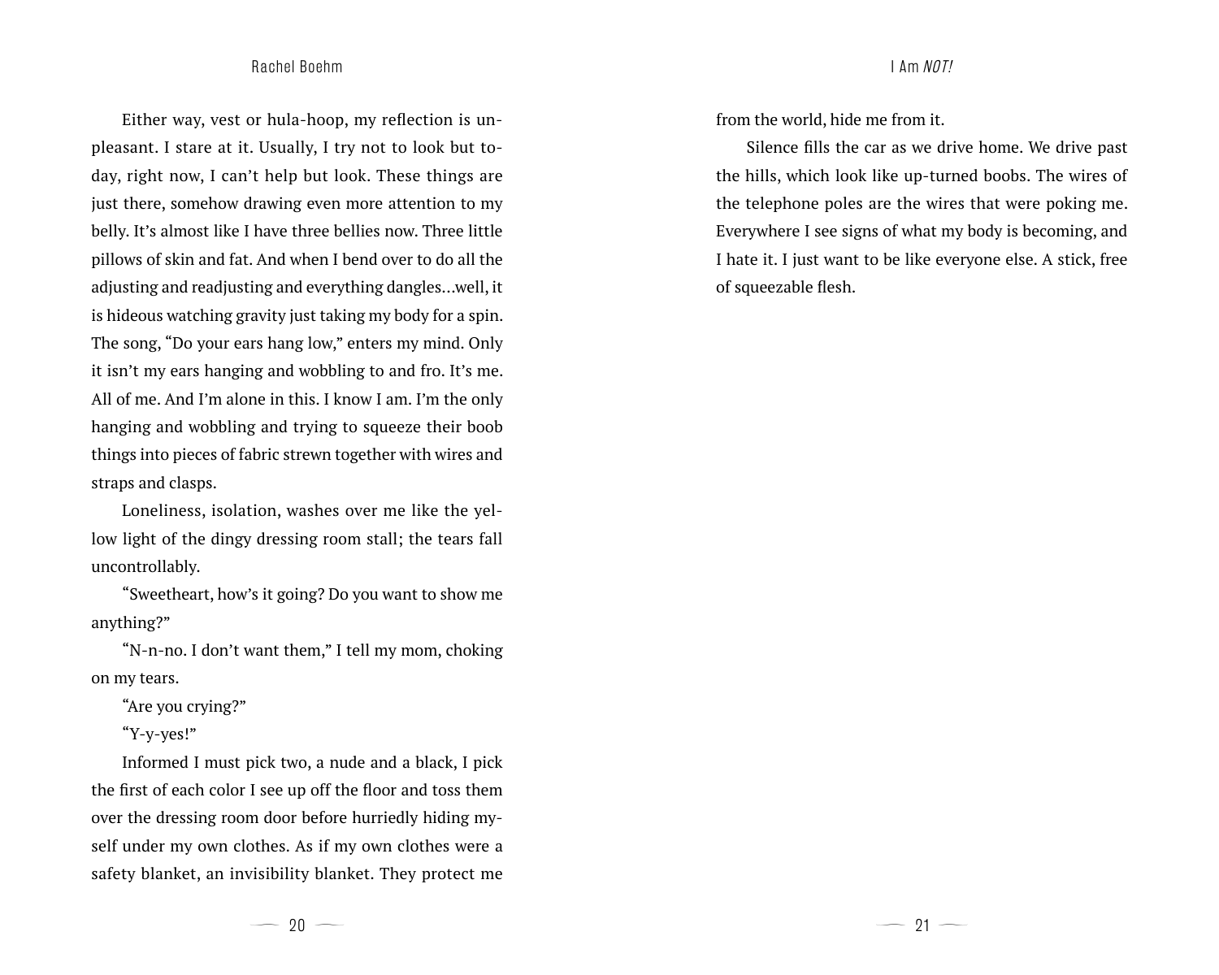Either way, vest or hula-hoop, my reflection is unpleasant. I stare at it. Usually, I try not to look but today, right now, I can't help but look. These things are just there, somehow drawing even more attention to my belly. It's almost like I have three bellies now. Three little pillows of skin and fat. And when I bend over to do all the adjusting and readjusting and everything dangles…well, it is hideous watching gravity just taking my body for a spin. The song, "Do your ears hang low," enters my mind. Only it isn't my ears hanging and wobbling to and fro. It's me. All of me. And I'm alone in this. I know I am. I'm the only hanging and wobbling and trying to squeeze their boob things into pieces of fabric strewn together with wires and straps and clasps.

Loneliness, isolation, washes over me like the yellow light of the dingy dressing room stall; the tears fall uncontrollably.

"Sweetheart, how's it going? Do you want to show me anything?"

"N-n-no. I don't want them," I tell my mom, choking on my tears.

"Are you crying?"

"Y-y-yes!"

Informed I must pick two, a nude and a black, I pick the first of each color I see up off the floor and toss them over the dressing room door before hurriedly hiding myself under my own clothes. As if my own clothes were a safety blanket, an invisibility blanket. They protect me from the world, hide me from it.

Silence fills the car as we drive home. We drive past the hills, which look like up-turned boobs. The wires of the telephone poles are the wires that were poking me. Everywhere I see signs of what my body is becoming, and I hate it. I just want to be like everyone else. A stick, free of squeezable flesh.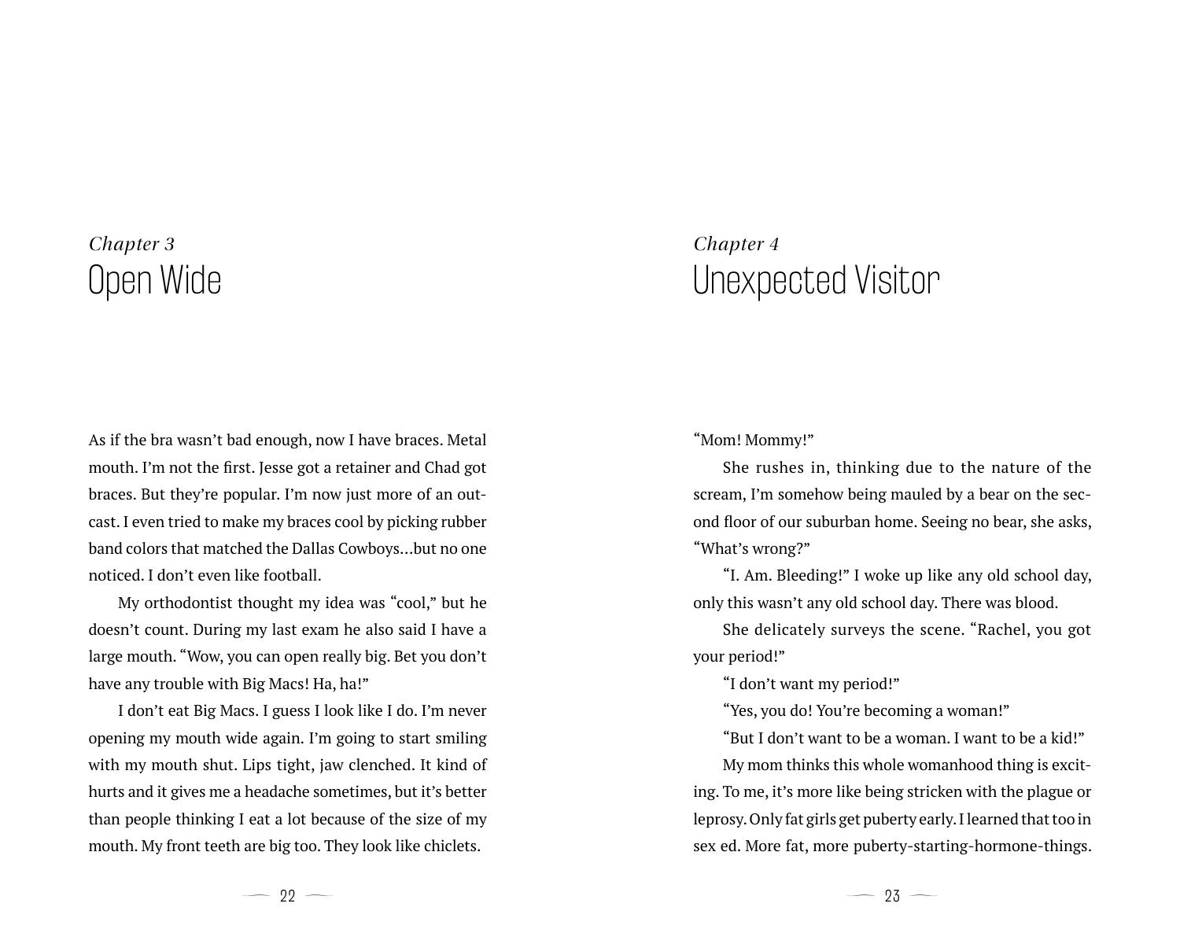*Chapter 3*
# Open Wide

As if the bra wasn't bad enough, now I have braces. Metal mouth. I'm not the first. Jesse got a retainer and Chad got braces. But they're popular. I'm now just more of an outcast. I even tried to make my braces cool by picking rubber band colors that matched the Dallas Cowboys…but no one noticed. I don't even like football.

My orthodontist thought my idea was "cool," but he doesn't count. During my last exam he also said I have a large mouth. "Wow, you can open really big. Bet you don't have any trouble with Big Macs! Ha, ha!"

I don't eat Big Macs. I guess I look like I do. I'm never opening my mouth wide again. I'm going to start smiling with my mouth shut. Lips tight, jaw clenched. It kind of hurts and it gives me a headache sometimes, but it's better than people thinking I eat a lot because of the size of my mouth. My front teeth are big too. They look like chiclets.

*Chapter 4*
# Unexpected Visitor

"Mom! Mommy!"

She rushes in, thinking due to the nature of the scream, I'm somehow being mauled by a bear on the second floor of our suburban home. Seeing no bear, she asks, "What's wrong?"

"I. Am. Bleeding!" I woke up like any old school day, only this wasn't any old school day. There was blood.

She delicately surveys the scene. "Rachel, you got your period!"

"I don't want my period!"

"Yes, you do! You're becoming a woman!"

"But I don't want to be a woman. I want to be a kid!"

My mom thinks this whole womanhood thing is exciting. To me, it's more like being stricken with the plague or leprosy. Only fat girls get puberty early. I learned that too in sex ed. More fat, more puberty-starting-hormone-things.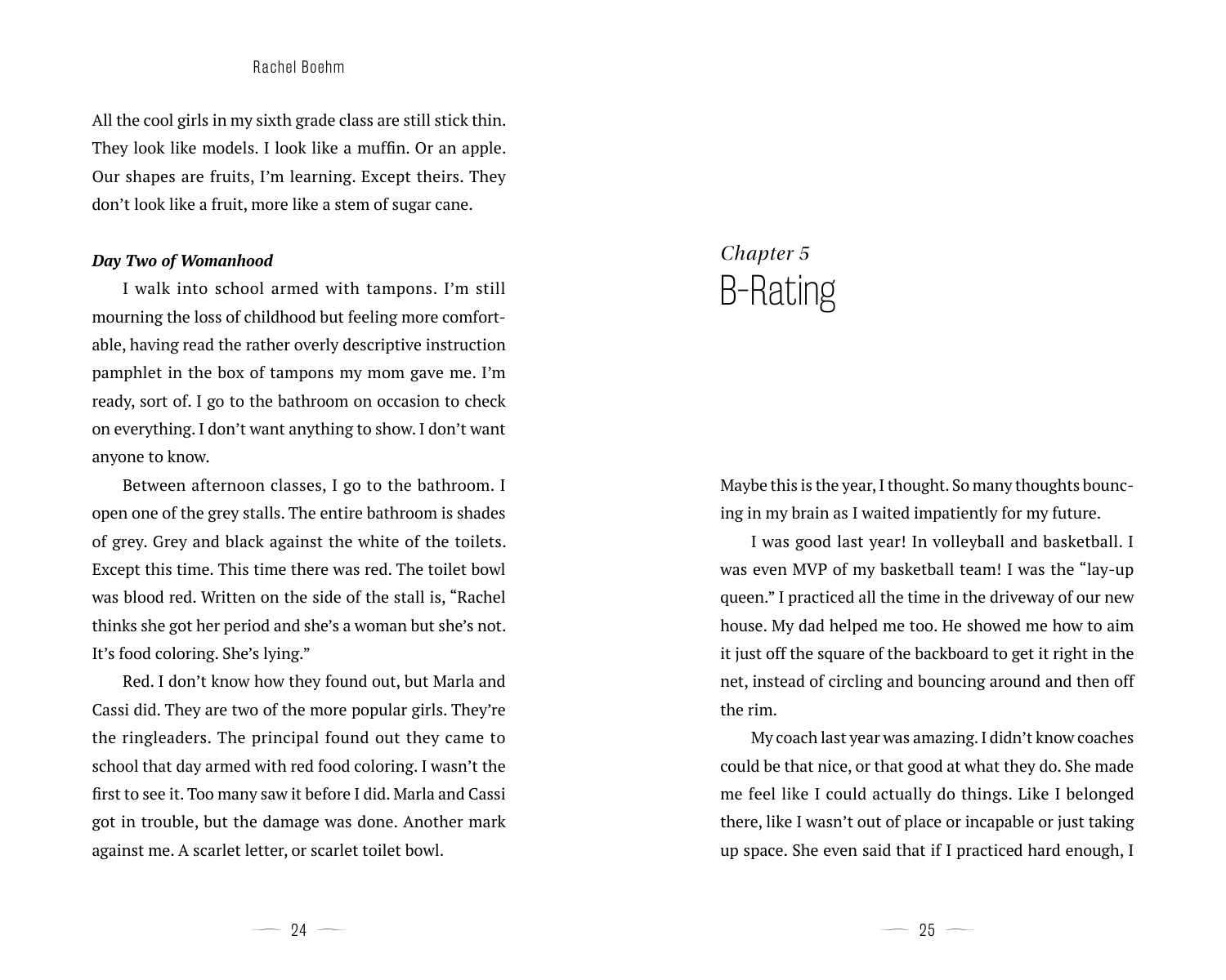All the cool girls in my sixth grade class are still stick thin. They look like models. I look like a muffin. Or an apple. Our shapes are fruits, I'm learning. Except theirs. They don't look like a fruit, more like a stem of sugar cane.

***Day Two of Womanhood***

I walk into school armed with tampons. I'm still mourning the loss of childhood but feeling more comfortable, having read the rather overly descriptive instruction pamphlet in the box of tampons my mom gave me. I'm ready, sort of. I go to the bathroom on occasion to check on everything. I don't want anything to show. I don't want anyone to know.

Between afternoon classes, I go to the bathroom. I open one of the grey stalls. The entire bathroom is shades of grey. Grey and black against the white of the toilets. Except this time. This time there was red. The toilet bowl was blood red. Written on the side of the stall is, "Rachel thinks she got her period and she's a woman but she's not. It's food coloring. She's lying."

Red. I don't know how they found out, but Marla and Cassi did. They are two of the more popular girls. They're the ringleaders. The principal found out they came to school that day armed with red food coloring. I wasn't the first to see it. Too many saw it before I did. Marla and Cassi got in trouble, but the damage was done. Another mark against me. A scarlet letter, or scarlet toilet bowl.

# *Chapter 5*
# B-Rating

Maybe this is the year, I thought. So many thoughts bouncing in my brain as I waited impatiently for my future.

I was good last year! In volleyball and basketball. I was even MVP of my basketball team! I was the "lay-up queen." I practiced all the time in the driveway of our new house. My dad helped me too. He showed me how to aim it just off the square of the backboard to get it right in the net, instead of circling and bouncing around and then off the rim.

My coach last year was amazing. I didn't know coaches could be that nice, or that good at what they do. She made me feel like I could actually do things. Like I belonged there, like I wasn't out of place or incapable or just taking up space. She even said that if I practiced hard enough, I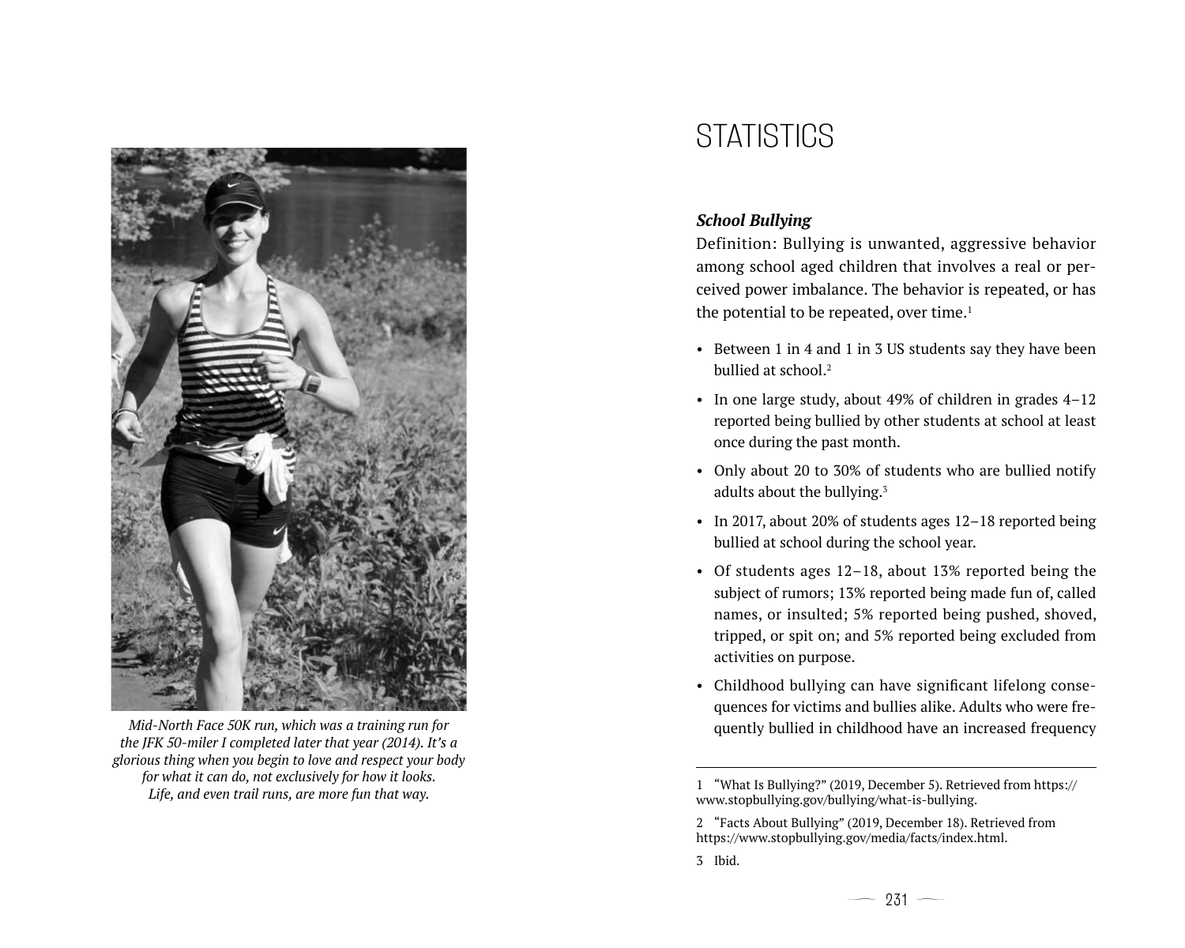*Mid-North Face 50K run, which was a training run for the JFK 50-miler I completed later that year (2014). It's a glorious thing when you begin to love and respect your body for what it can do, not exclusively for how it looks. Life, and even trail runs, are more fun that way.*

# STATISTICS

### *School Bullying*

Definition: Bullying is unwanted, aggressive behavior among school aged children that involves a real or perceived power imbalance. The behavior is repeated, or has the potential to be repeated, over time.[1]

- Between 1 in 4 and 1 in 3 US students say they have been bullied at school.[2]
- In one large study, about 49% of children in grades 4–12 reported being bullied by other students at school at least once during the past month.
- Only about 20 to 30% of students who are bullied notify adults about the bullying.[3]
- In 2017, about 20% of students ages 12–18 reported being bullied at school during the school year.
- Of students ages 12–18, about 13% reported being the subject of rumors; 13% reported being made fun of, called names, or insulted; 5% reported being pushed, shoved, tripped, or spit on; and 5% reported being excluded from activities on purpose.
- Childhood bullying can have significant lifelong consequences for victims and bullies alike. Adults who were frequently bullied in childhood have an increased frequency

---

1 "What Is Bullying?" (2019, December 5). Retrieved from https://www.stopbullying.gov/bullying/what-is-bullying.

2 "Facts About Bullying" (2019, December 18). Retrieved from https://www.stopbullying.gov/media/facts/index.html.

3 Ibid.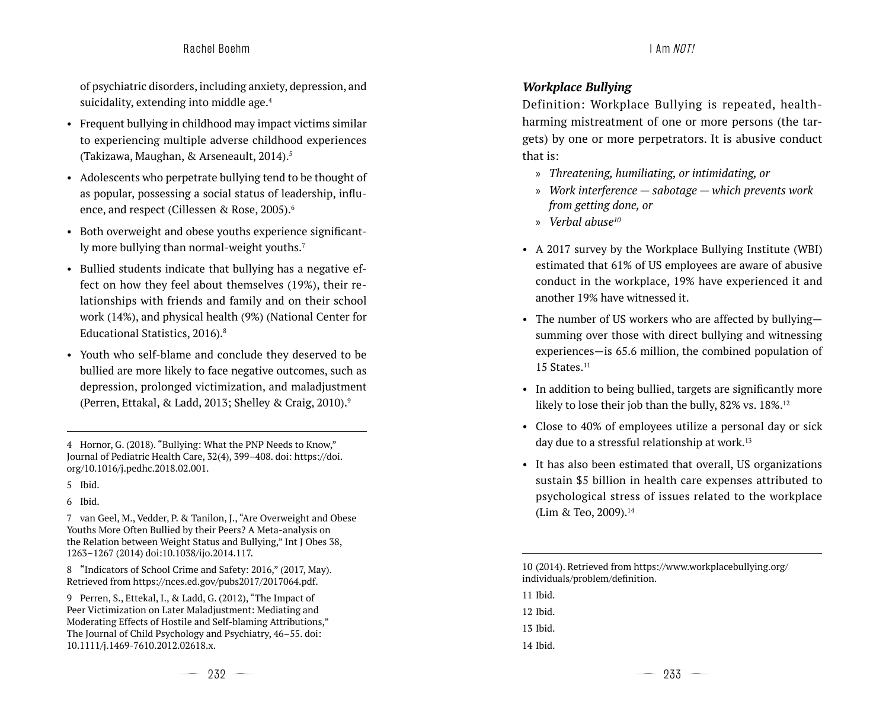of psychiatric disorders, including anxiety, depression, and suicidality, extending into middle age.[4]

- Frequent bullying in childhood may impact victims similar to experiencing multiple adverse childhood experiences (Takizawa, Maughan, & Arseneault, 2014).[5]
- Adolescents who perpetrate bullying tend to be thought of as popular, possessing a social status of leadership, influence, and respect (Cillessen & Rose, 2005).[6]
- Both overweight and obese youths experience significantly more bullying than normal-weight youths.[7]
- Bullied students indicate that bullying has a negative effect on how they feel about themselves (19%), their relationships with friends and family and on their school work (14%), and physical health (9%) (National Center for Educational Statistics, 2016).[8]
- Youth who self-blame and conclude they deserved to be bullied are more likely to face negative outcomes, such as depression, prolonged victimization, and maladjustment (Perren, Ettakal, & Ladd, 2013; Shelley & Craig, 2010).[9]

---

4 Hornor, G. (2018). "Bullying: What the PNP Needs to Know," Journal of Pediatric Health Care, 32(4), 399–408. doi: https://doi.org/10.1016/j.pedhc.2018.02.001.

5 Ibid.

6 Ibid.

7 van Geel, M., Vedder, P. & Tanilon, J., "Are Overweight and Obese Youths More Often Bullied by their Peers? A Meta-analysis on the Relation between Weight Status and Bullying," Int J Obes 38, 1263–1267 (2014) doi:10.1038/ijo.2014.117.

8 "Indicators of School Crime and Safety: 2016," (2017, May). Retrieved from https://nces.ed.gov/pubs2017/2017064.pdf.

9 Perren, S., Ettekal, I., & Ladd, G. (2012), "The Impact of Peer Victimization on Later Maladjustment: Mediating and Moderating Effects of Hostile and Self-blaming Attributions," The Journal of Child Psychology and Psychiatry, 46–55. doi: 10.1111/j.1469-7610.2012.02618.x.

### ***Workplace Bullying***

Definition: Workplace Bullying is repeated, health-harming mistreatment of one or more persons (the targets) by one or more perpetrators. It is abusive conduct that is:

» *Threatening, humiliating, or intimidating, or*

» *Work interference — sabotage — which prevents work from getting done, or*

» *Verbal abuse*[10]

- A 2017 survey by the Workplace Bullying Institute (WBI) estimated that 61% of US employees are aware of abusive conduct in the workplace, 19% have experienced it and another 19% have witnessed it.
- The number of US workers who are affected by bullying—summing over those with direct bullying and witnessing experiences—is 65.6 million, the combined population of 15 States.[11]
- In addition to being bullied, targets are significantly more likely to lose their job than the bully, 82% vs. 18%.[12]
- Close to 40% of employees utilize a personal day or sick day due to a stressful relationship at work.[13]
- It has also been estimated that overall, US organizations sustain $5 billion in health care expenses attributed to psychological stress of issues related to the workplace (Lim & Teo, 2009).[14]

---

10 (2014). Retrieved from https://www.workplacebullying.org/individuals/problem/definition.

11 Ibid.

12 Ibid.

13 Ibid.

14 Ibid.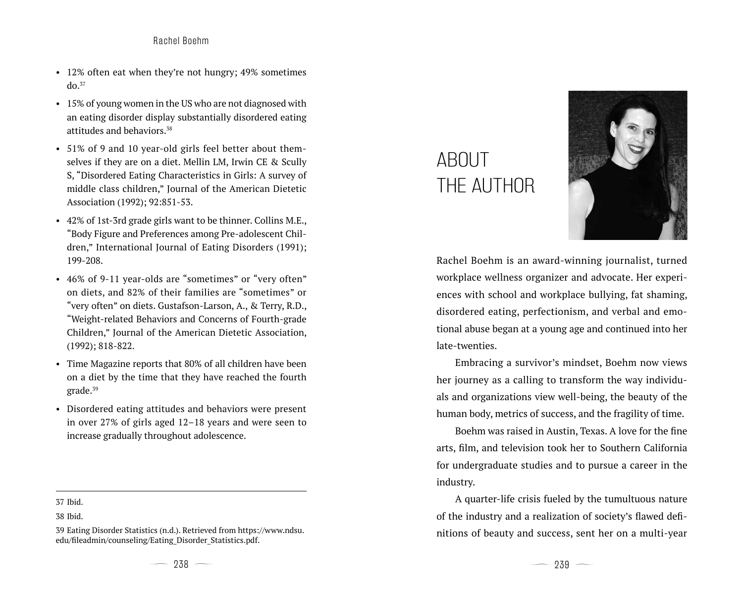- 12% often eat when they're not hungry; 49% sometimes do.[37]
- 15% of young women in the US who are not diagnosed with an eating disorder display substantially disordered eating attitudes and behaviors.[38]
- 51% of 9 and 10 year-old girls feel better about themselves if they are on a diet. Mellin LM, Irwin CE & Scully S, "Disordered Eating Characteristics in Girls: A survey of middle class children," Journal of the American Dietetic Association (1992); 92:851-53.
- 42% of 1st-3rd grade girls want to be thinner. Collins M.E., "Body Figure and Preferences among Pre-adolescent Children," International Journal of Eating Disorders (1991); 199-208.
- 46% of 9-11 year-olds are "sometimes" or "very often" on diets, and 82% of their families are "sometimes" or "very often" on diets. Gustafson-Larson, A., & Terry, R.D., "Weight-related Behaviors and Concerns of Fourth-grade Children," Journal of the American Dietetic Association, (1992); 818-822.
- Time Magazine reports that 80% of all children have been on a diet by the time that they have reached the fourth grade.[39]
- Disordered eating attitudes and behaviors were present in over 27% of girls aged 12–18 years and were seen to increase gradually throughout adolescence.

---

37 Ibid.

38 Ibid.

39 Eating Disorder Statistics (n.d.). Retrieved from https://www.ndsu.edu/fileadmin/counseling/Eating_Disorder_Statistics.pdf.

# ABOUT THE AUTHOR

Rachel Boehm is an award-winning journalist, turned workplace wellness organizer and advocate. Her experiences with school and workplace bullying, fat shaming, disordered eating, perfectionism, and verbal and emotional abuse began at a young age and continued into her late-twenties.

Embracing a survivor's mindset, Boehm now views her journey as a calling to transform the way individuals and organizations view well-being, the beauty of the human body, metrics of success, and the fragility of time.

Boehm was raised in Austin, Texas. A love for the fine arts, film, and television took her to Southern California for undergraduate studies and to pursue a career in the industry.

A quarter-life crisis fueled by the tumultuous nature of the industry and a realization of society's flawed definitions of beauty and success, sent her on a multi-year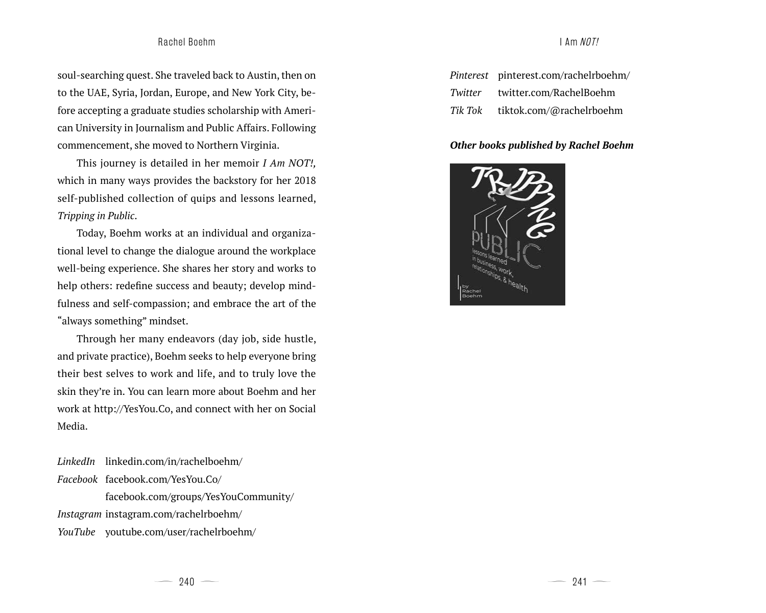soul-searching quest. She traveled back to Austin, then on to the UAE, Syria, Jordan, Europe, and New York City, before accepting a graduate studies scholarship with American University in Journalism and Public Affairs. Following commencement, she moved to Northern Virginia.

This journey is detailed in her memoir *I Am NOT!,* which in many ways provides the backstory for her 2018 self-published collection of quips and lessons learned, *Tripping in Public*.

Today, Boehm works at an individual and organizational level to change the dialogue around the workplace well-being experience. She shares her story and works to help others: redefine success and beauty; develop mindfulness and self-compassion; and embrace the art of the "always something" mindset.

Through her many endeavors (day job, side hustle, and private practice), Boehm seeks to help everyone bring their best selves to work and life, and to truly love the skin they're in. You can learn more about Boehm and her work at http://YesYou.Co, and connect with her on Social Media.

| | |
|---|---|
| *LinkedIn* | linkedin.com/in/rachelboehm/ |
| *Facebook* | facebook.com/YesYou.Co/ |
| | facebook.com/groups/YesYouCommunity/ |
| *Instagram* | instagram.com/rachelrboehm/ |
| *YouTube* | youtube.com/user/rachelrboehm/ |
| *Pinterest* | pinterest.com/rachelrboehm/ |
| *Twitter* | twitter.com/RachelBoehm |
| *Tik Tok* | tiktok.com/@rachelrboehm |

***Other books published by Rachel Boehm***

TRIPPING IN PUBLIC
lessons learned in business, work, relationships, & health
by Rachel Boehm